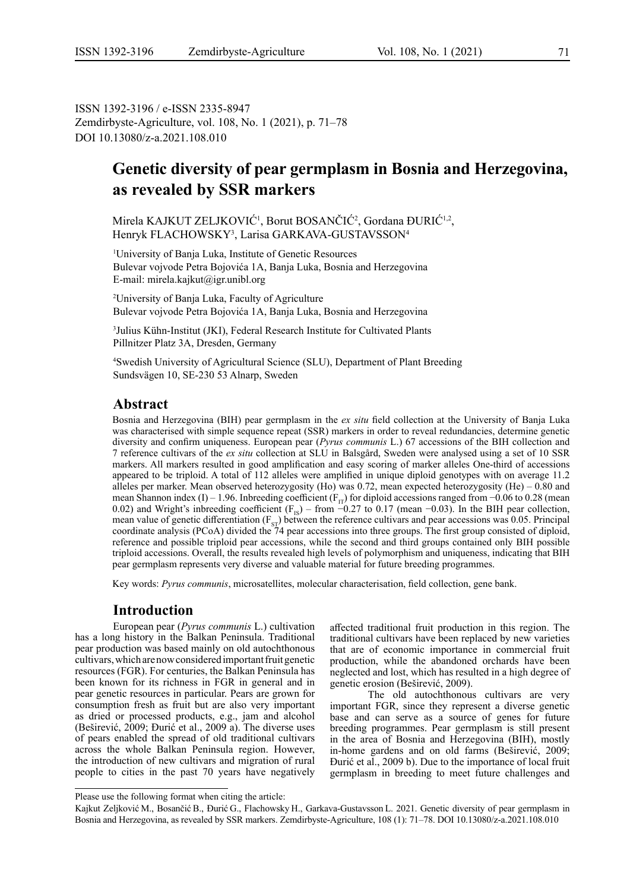ISSN 1392-3196 / e-ISSN 2335-8947
Zemdirbyste-Agriculture, vol. 108, No. 1 (2021), p. 71–78
DOI 10.13080/z-a.2021.108.010

# Genetic diversity of pear germplasm in Bosnia and Herzegovina, as revealed by SSR markers

Mirela KAJKUT ZELJKOVIĆ[1], Borut BOSANČIĆ[2], Gordana ĐURIĆ[1,2], Henryk FLACHOWSKY[3], Larisa GARKAVA-GUSTAVSSON[4]

[1]University of Banja Luka, Institute of Genetic Resources
Bulevar vojvode Petra Bojovića 1A, Banja Luka, Bosnia and Herzegovina
E-mail: mirela.kajkut@igr.unibl.org

[2]University of Banja Luka, Faculty of Agriculture
Bulevar vojvode Petra Bojovića 1A, Banja Luka, Bosnia and Herzegovina

[3]Julius Kühn-Institut (JKI), Federal Research Institute for Cultivated Plants
Pillnitzer Platz 3A, Dresden, Germany

[4]Swedish University of Agricultural Science (SLU), Department of Plant Breeding
Sundsvägen 10, SE-230 53 Alnarp, Sweden

## Abstract

Bosnia and Herzegovina (BIH) pear germplasm in the *ex situ* field collection at the University of Banja Luka was characterised with simple sequence repeat (SSR) markers in order to reveal redundancies, determine genetic diversity and confirm uniqueness. European pear (*Pyrus communis* L.) 67 accessions of the BIH collection and 7 reference cultivars of the *ex situ* collection at SLU in Balsgård, Sweden were analysed using a set of 10 SSR markers. All markers resulted in good amplification and easy scoring of marker alleles One-third of accessions appeared to be triploid. A total of 112 alleles were amplified in unique diploid genotypes with on average 11.2 alleles per marker. Mean observed heterozygosity (Ho) was 0.72, mean expected heterozygosity (He) – 0.80 and mean Shannon index (I) – 1.96. Inbreeding coefficient ($F_{IT}$) for diploid accessions ranged from −0.06 to 0.28 (mean 0.02) and Wright's inbreeding coefficient ($F_{IS}$) – from −0.27 to 0.17 (mean −0.03). In the BIH pear collection, mean value of genetic differentiation ($F_{ST}$) between the reference cultivars and pear accessions was 0.05. Principal coordinate analysis (PCoA) divided the 74 pear accessions into three groups. The first group consisted of diploid, reference and possible triploid pear accessions, while the second and third groups contained only BIH possible triploid accessions. Overall, the results revealed high levels of polymorphism and uniqueness, indicating that BIH pear germplasm represents very diverse and valuable material for future breeding programmes.

Key words: *Pyrus communis*, microsatellites, molecular characterisation, field collection, gene bank.

## Introduction

European pear (*Pyrus communis* L.) cultivation has a long history in the Balkan Peninsula. Traditional pear production was based mainly on old autochthonous cultivars, which are now considered important fruit genetic resources (FGR). For centuries, the Balkan Peninsula has been known for its richness in FGR in general and in pear genetic resources in particular. Pears are grown for consumption fresh as fruit but are also very important as dried or processed products, e.g., jam and alcohol (Beširević, 2009; Đurić et al., 2009 a). The diverse uses of pears enabled the spread of old traditional cultivars across the whole Balkan Peninsula region. However, the introduction of new cultivars and migration of rural people to cities in the past 70 years have negatively affected traditional fruit production in this region. The traditional cultivars have been replaced by new varieties that are of economic importance in commercial fruit production, while the abandoned orchards have been neglected and lost, which has resulted in a high degree of genetic erosion (Beširević, 2009).

The old autochthonous cultivars are very important FGR, since they represent a diverse genetic base and can serve as a source of genes for future breeding programmes. Pear germplasm is still present in the area of Bosnia and Herzegovina (BIH), mostly in-home gardens and on old farms (Beširević, 2009; Đurić et al., 2009 b). Due to the importance of local fruit germplasm in breeding to meet future challenges and

Please use the following format when citing the article:

Kajkut Zeljković M., Bosančić B., Đurić G., Flachowsky H., Garkava-Gustavsson L. 2021. Genetic diversity of pear germplasm in Bosnia and Herzegovina, as revealed by SSR markers. Zemdirbyste-Agriculture, 108 (1): 71–78. DOI 10.13080/z-a.2021.108.010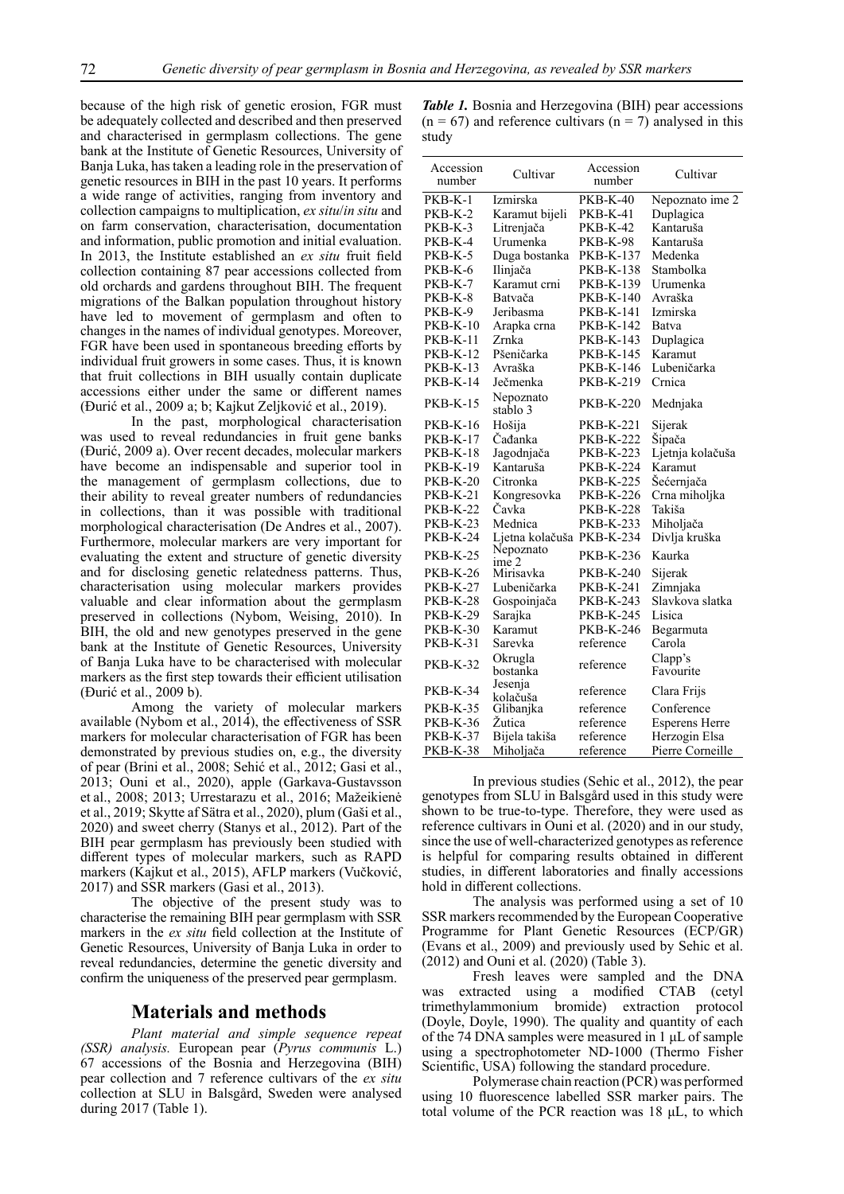because of the high risk of genetic erosion, FGR must be adequately collected and described and then preserved and characterised in germplasm collections. The gene bank at the Institute of Genetic Resources, University of Banja Luka, has taken a leading role in the preservation of genetic resources in BIH in the past 10 years. It performs a wide range of activities, ranging from inventory and collection campaigns to multiplication, *ex situ*/*in situ* and on farm conservation, characterisation, documentation and information, public promotion and initial evaluation. In 2013, the Institute established an *ex situ* fruit field collection containing 87 pear accessions collected from old orchards and gardens throughout BIH. The frequent migrations of the Balkan population throughout history have led to movement of germplasm and often to changes in the names of individual genotypes. Moreover, FGR have been used in spontaneous breeding efforts by individual fruit growers in some cases. Thus, it is known that fruit collections in BIH usually contain duplicate accessions either under the same or different names (Đurić et al., 2009 a; b; Kajkut Zeljković et al., 2019).

In the past, morphological characterisation was used to reveal redundancies in fruit gene banks (Đurić, 2009 a). Over recent decades, molecular markers have become an indispensable and superior tool in the management of germplasm collections, due to their ability to reveal greater numbers of redundancies in collections, than it was possible with traditional morphological characterisation (De Andres et al., 2007). Furthermore, molecular markers are very important for evaluating the extent and structure of genetic diversity and for disclosing genetic relatedness patterns. Thus, characterisation using molecular markers provides valuable and clear information about the germplasm preserved in collections (Nybom, Weising, 2010). In BIH, the old and new genotypes preserved in the gene bank at the Institute of Genetic Resources, University of Banja Luka have to be characterised with molecular markers as the first step towards their efficient utilisation (Đurić et al., 2009 b).

Among the variety of molecular markers available (Nybom et al., 2014), the effectiveness of SSR markers for molecular characterisation of FGR has been demonstrated by previous studies on, e.g., the diversity of pear (Brini et al., 2008; Sehić et al., 2012; Gasi et al., 2013; Ouni et al., 2020), apple (Garkava-Gustavsson et al., 2008; 2013; Urrestarazu et al., 2016; Mažeikienė et al., 2019; Skytte af Sätra et al., 2020), plum (Gaši et al., 2020) and sweet cherry (Stanys et al., 2012). Part of the BIH pear germplasm has previously been studied with different types of molecular markers, such as RAPD markers (Kajkut et al., 2015), AFLP markers (Vučković, 2017) and SSR markers (Gasi et al., 2013).

The objective of the present study was to characterise the remaining BIH pear germplasm with SSR markers in the *ex situ* field collection at the Institute of Genetic Resources, University of Banja Luka in order to reveal redundancies, determine the genetic diversity and confirm the uniqueness of the preserved pear germplasm.

## Materials and methods

*Plant material and simple sequence repeat (SSR) analysis.* European pear (*Pyrus communis* L.) 67 accessions of the Bosnia and Herzegovina (BIH) pear collection and 7 reference cultivars of the *ex situ* collection at SLU in Balsgård, Sweden were analysed during 2017 (Table 1).

***Table 1.*** Bosnia and Herzegovina (BIH) pear accessions (n = 67) and reference cultivars (n = 7) analysed in this study

| Accession number | Cultivar | Accession number | Cultivar |
|---|---|---|---|
| PKB-K-1 | Izmirska | PKB-K-40 | Nepoznato ime 2 |
| PKB-K-2 | Karamut bijeli | PKB-K-41 | Duplagica |
| PKB-K-3 | Litrenjača | PKB-K-42 | Kantaruša |
| PKB-K-4 | Urumenka | PKB-K-98 | Kantaruša |
| PKB-K-5 | Duga bostanka | PKB-K-137 | Medenka |
| PKB-K-6 | Ilinjača | PKB-K-138 | Stambolka |
| PKB-K-7 | Karamut crni | PKB-K-139 | Urumenka |
| PKB-K-8 | Batvača | PKB-K-140 | Avraška |
| PKB-K-9 | Jeribasma | PKB-K-141 | Izmirska |
| PKB-K-10 | Arapka crna | PKB-K-142 | Batva |
| PKB-K-11 | Zrnka | PKB-K-143 | Duplagica |
| PKB-K-12 | Pšeničarka | PKB-K-145 | Karamut |
| PKB-K-13 | Avraška | PKB-K-146 | Lubeničarka |
| PKB-K-14 | Ječmenka | PKB-K-219 | Crnica |
| PKB-K-15 | Nepoznato stablo 3 | PKB-K-220 | Mednjaka |
| PKB-K-16 | Hošija | PKB-K-221 | Sijerak |
| PKB-K-17 | Čađanka | PKB-K-222 | Šipača |
| PKB-K-18 | Jagodnjača | PKB-K-223 | Ljetna kolačuša |
| PKB-K-19 | Kantaruša | PKB-K-224 | Karamut |
| PKB-K-20 | Citronka | PKB-K-225 | Šećernjača |
| PKB-K-21 | Kongresovka | PKB-K-226 | Crna miholjka |
| PKB-K-22 | Čavka | PKB-K-228 | Takiša |
| PKB-K-23 | Mednica | PKB-K-233 | Miholjača |
| PKB-K-24 | Ljetna kolačuša | PKB-K-234 | Divlja kruška |
| PKB-K-25 | Nepoznato ime 2 | PKB-K-236 | Kaurka |
| PKB-K-26 | Mirisavka | PKB-K-240 | Sijerak |
| PKB-K-27 | Lubeničarka | PKB-K-241 | Zimnjaka |
| PKB-K-28 | Gospoinjača | PKB-K-243 | Slavkova slatka |
| PKB-K-29 | Sarajka | PKB-K-245 | Lisica |
| PKB-K-30 | Karamut | PKB-K-246 | Begarmuta |
| PKB-K-31 | Sarevka | reference | Carola |
| PKB-K-32 | Okrugla bostanka | reference | Clapp's Favourite |
| PKB-K-34 | Jesenja kolačuša | reference | Clara Frijs |
| PKB-K-35 | Glibanjka | reference | Conference |
| PKB-K-36 | Žutica | reference | Esperens Herre |
| PKB-K-37 | Bijela takiša | reference | Herzogin Elsa |
| PKB-K-38 | Miholjača | reference | Pierre Corneille |

In previous studies (Sehic et al., 2012), the pear genotypes from SLU in Balsgård used in this study were shown to be true-to-type. Therefore, they were used as reference cultivars in Ouni et al. (2020) and in our study, since the use of well-characterized genotypes as reference is helpful for comparing results obtained in different studies, in different laboratories and finally accessions hold in different collections.

The analysis was performed using a set of 10 SSR markers recommended by the European Cooperative Programme for Plant Genetic Resources (ECP/GR) (Evans et al., 2009) and previously used by Sehic et al. (2012) and Ouni et al. (2020) (Table 3).

Fresh leaves were sampled and the DNA was extracted using a modified CTAB (cetyl trimethylammonium bromide) extraction protocol (Doyle, Doyle, 1990). The quality and quantity of each of the 74 DNA samples were measured in 1 µL of sample using a spectrophotometer ND-1000 (Thermo Fisher Scientific, USA) following the standard procedure.

Polymerase chain reaction (PCR) was performed using 10 fluorescence labelled SSR marker pairs. The total volume of the PCR reaction was 18 µL, to which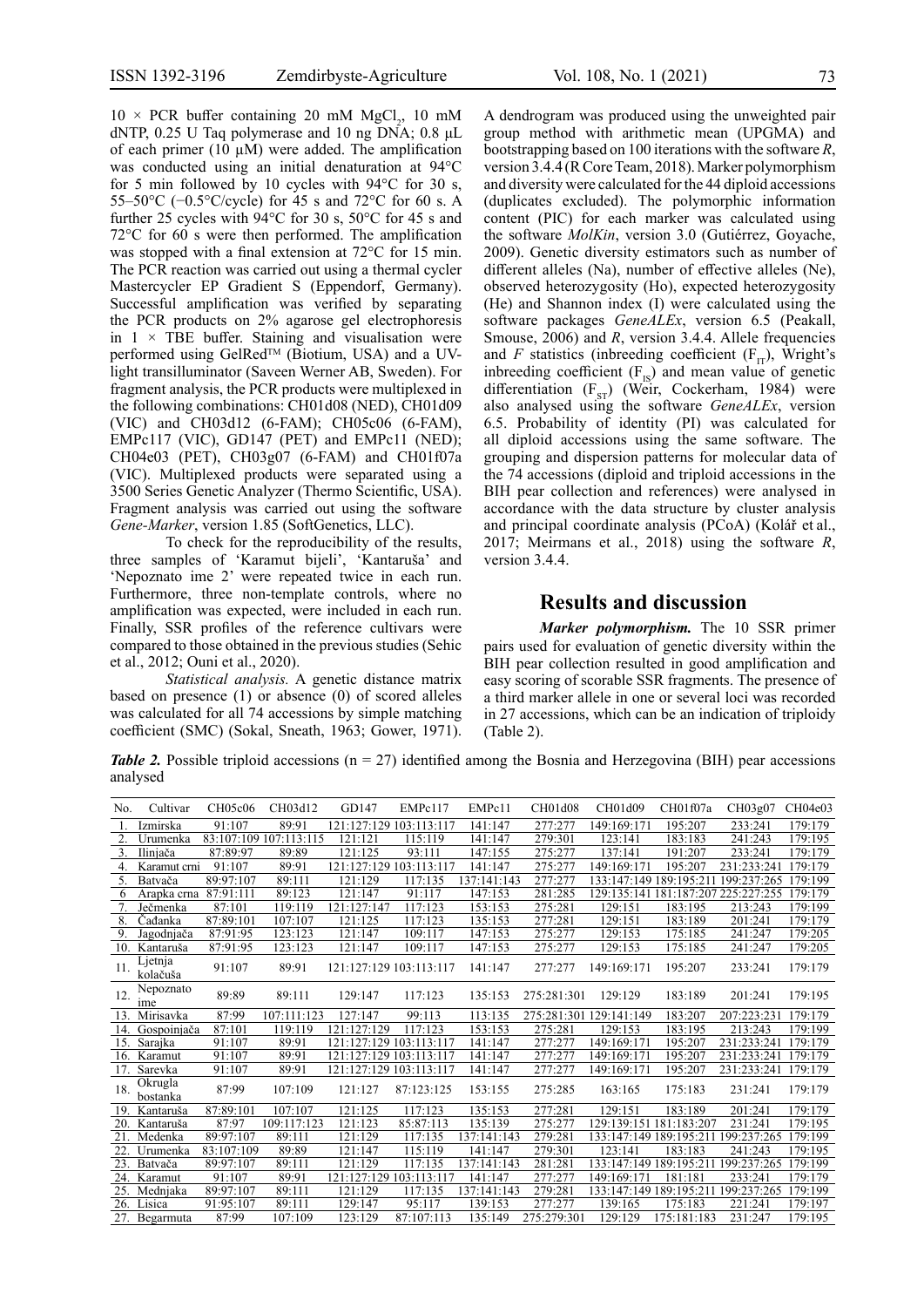$10 \times$ PCR buffer containing 20 mM $MgCl_2$, 10 mM dNTP, 0.25 U Taq polymerase and 10 ng DNA; 0.8 µL of each primer (10 µM) were added. The amplification was conducted using an initial denaturation at 94°C for 5 min followed by 10 cycles with 94°C for 30 s, 55–50°C (−0.5°C/cycle) for 45 s and 72°C for 60 s. A further 25 cycles with 94°C for 30 s, 50°C for 45 s and 72°C for 60 s were then performed. The amplification was stopped with a final extension at 72°C for 15 min. The PCR reaction was carried out using a thermal cycler Mastercycler EP Gradient S (Eppendorf, Germany). Successful amplification was verified by separating the PCR products on 2% agarose gel electrophoresis in 1 × TBE buffer. Staining and visualisation were performed using GelRed™ (Biotium, USA) and a UV-light transilluminator (Saveen Werner AB, Sweden). For fragment analysis, the PCR products were multiplexed in the following combinations: CH01d08 (NED), CH01d09 (VIC) and CH03d12 (6-FAM); CH05c06 (6-FAM), EMPc117 (VIC), GD147 (PET) and EMPc11 (NED); CH04e03 (PET), CH03g07 (6-FAM) and CH01f07a (VIC). Multiplexed products were separated using a 3500 Series Genetic Analyzer (Thermo Scientific, USA). Fragment analysis was carried out using the software *Gene-Marker*, version 1.85 (SoftGenetics, LLC).

To check for the reproducibility of the results, three samples of 'Karamut bijeli', 'Kantaruša' and 'Nepoznato ime 2' were repeated twice in each run. Furthermore, three non-template controls, where no amplification was expected, were included in each run. Finally, SSR profiles of the reference cultivars were compared to those obtained in the previous studies (Sehic et al., 2012; Ouni et al., 2020).

*Statistical analysis.* A genetic distance matrix based on presence (1) or absence (0) of scored alleles was calculated for all 74 accessions by simple matching coefficient (SMC) (Sokal, Sneath, 1963; Gower, 1971). A dendrogram was produced using the unweighted pair group method with arithmetic mean (UPGMA) and bootstrapping based on 100 iterations with the software *R*, version 3.4.4 (R Core Team, 2018). Marker polymorphism and diversity were calculated for the 44 diploid accessions (duplicates excluded). The polymorphic information content (PIC) for each marker was calculated using the software *MolKin*, version 3.0 (Gutiérrez, Goyache, 2009). Genetic diversity estimators such as number of different alleles (Na), number of effective alleles (Ne), observed heterozygosity (Ho), expected heterozygosity (He) and Shannon index (I) were calculated using the software packages *GeneALEx*, version 6.5 (Peakall, Smouse, 2006) and *R*, version 3.4.4. Allele frequencies and *F* statistics (inbreeding coefficient ($F_{IT}$), Wright's inbreeding coefficient ($F_{IS}$) and mean value of genetic differentiation ($F_{ST}$) (Weir, Cockerham, 1984) were also analysed using the software *GeneALEx*, version 6.5. Probability of identity (PI) was calculated for all diploid accessions using the same software. The grouping and dispersion patterns for molecular data of the 74 accessions (diploid and triploid accessions in the BIH pear collection and references) were analysed in accordance with the data structure by cluster analysis and principal coordinate analysis (PCoA) (Kolář et al., 2017; Meirmans et al., 2018) using the software *R*, version 3.4.4.

## Results and discussion

***Marker polymorphism.*** The 10 SSR primer pairs used for evaluation of genetic diversity within the BIH pear collection resulted in good amplification and easy scoring of scorable SSR fragments. The presence of a third marker allele in one or several loci was recorded in 27 accessions, which can be an indication of triploidy (Table 2).

***Table 2.*** Possible triploid accessions (n = 27) identified among the Bosnia and Herzegovina (BIH) pear accessions analysed

| No. | Cultivar | CH05c06 | CH03d12 | GD147 | EMPc117 | EMPc11 | CH01d08 | CH01d09 | CH01f07a | CH03g07 | CH04e03 |
|---|---|---|---|---|---|---|---|---|---|---|---|
| 1. | Izmirska | 91:107 | 89:91 | 121:127:129 | 103:113:117 | 141:147 | 277:277 | 149:169:171 | 195:207 | 233:241 | 179:179 |
| 2. | Urumenka | 83:107:109 | 107:113:115 | 121:121 | 115:119 | 141:147 | 279:301 | 123:141 | 183:183 | 241:243 | 179:195 |
| 3. | Ilinjača | 87:89:97 | 89:89 | 121:125 | 93:111 | 147:155 | 275:277 | 137:141 | 191:207 | 233:241 | 179:179 |
| 4. | Karamut crni | 91:107 | 89:91 | 121:127:129 | 103:113:117 | 141:147 | 275:277 | 149:169:171 | 195:207 | 231:233:241 | 179:179 |
| 5. | Batvača | 89:97:107 | 89:111 | 121:129 | 117:135 | 137:141:143 | 277:277 | 133:147:149 | 189:195:211 | 199:237:265 | 179:199 |
| 6 | Arapka crna | 87:91:111 | 89:123 | 121:147 | 91:117 | 147:153 | 281:285 | 129:135:141 | 181:187:207 | 225:227:255 | 179:179 |
| 7. | Ječmenka | 87:101 | 119:119 | 121:127:147 | 117:123 | 153:153 | 275:281 | 129:151 | 183:195 | 213:243 | 179:199 |
| 8. | Čađanka | 87:89:101 | 107:107 | 121:125 | 117:123 | 135:153 | 277:281 | 129:151 | 183:189 | 201:241 | 179:179 |
| 9. | Jagodnjača | 87:91:95 | 123:123 | 121:147 | 109:117 | 147:153 | 275:277 | 129:153 | 175:185 | 241:247 | 179:205 |
| 10. | Kantaruša | 87:91:95 | 123:123 | 121:147 | 109:117 | 147:153 | 275:277 | 129:153 | 175:185 | 241:247 | 179:205 |
| 11. | Ljetnja kolačuša | 91:107 | 89:91 | 121:127:129 | 103:113:117 | 141:147 | 277:277 | 149:169:171 | 195:207 | 233:241 | 179:179 |
| 12. | Nepoznato ime | 89:89 | 89:111 | 129:147 | 117:123 | 135:153 | 275:281:301 | 129:129 | 183:189 | 201:241 | 179:195 |
| 13. | Mirisavka | 87:99 | 107:111:123 | 127:147 | 99:113 | 113:135 | 275:281:301 | 129:141:149 | 183:207 | 207:223:231 | 179:179 |
| 14. | Gospoinjača | 87:101 | 119:119 | 121:127:129 | 117:123 | 153:153 | 275:281 | 129:153 | 183:195 | 213:243 | 179:199 |
| 15. | Sarajka | 91:107 | 89:91 | 121:127:129 | 103:113:117 | 141:147 | 277:277 | 149:169:171 | 195:207 | 231:233:241 | 179:179 |
| 16. | Karamut | 91:107 | 89:91 | 121:127:129 | 103:113:117 | 141:147 | 277:277 | 149:169:171 | 195:207 | 231:233:241 | 179:179 |
| 17. | Sarevka | 91:107 | 89:91 | 121:127:129 | 103:113:117 | 141:147 | 277:277 | 149:169:171 | 195:207 | 231:233:241 | 179:179 |
| 18. | Okrugla bostanka | 87:99 | 107:109 | 121:127 | 87:123:125 | 153:155 | 275:285 | 163:165 | 175:183 | 231:241 | 179:179 |
| 19. | Kantaruša | 87:89:101 | 107:107 | 121:125 | 117:123 | 135:153 | 277:281 | 129:151 | 183:189 | 201:241 | 179:179 |
| 20. | Kantaruša | 87:97 | 109:117:123 | 121:123 | 85:87:113 | 135:139 | 275:277 | 129:139:151 | 181:183:207 | 231:241 | 179:195 |
| 21. | Medenka | 89:97:107 | 89:111 | 121:129 | 117:135 | 137:141:143 | 279:281 | 133:147:149 | 189:195:211 | 199:237:265 | 179:199 |
| 22. | Urumenka | 83:107:109 | 89:89 | 121:147 | 115:119 | 141:147 | 279:301 | 123:141 | 183:183 | 241:243 | 179:195 |
| 23. | Batvača | 89:97:107 | 89:111 | 121:129 | 117:135 | 137:141:143 | 281:281 | 133:147:149 | 189:195:211 | 199:237:265 | 179:199 |
| 24. | Karamut | 91:107 | 89:91 | 121:127:129 | 103:113:117 | 141:147 | 277:277 | 149:169:171 | 181:181 | 233:241 | 179:179 |
| 25. | Mednjaka | 89:97:107 | 89:111 | 121:129 | 117:135 | 137:141:143 | 279:281 | 133:147:149 | 189:195:211 | 199:237:265 | 179:199 |
| 26. | Lisica | 91:95:107 | 89:111 | 129:147 | 95:117 | 139:153 | 277:277 | 139:165 | 175:183 | 221:241 | 179:197 |
| 27. | Begarmuta | 87:99 | 107:109 | 123:129 | 87:107:113 | 135:149 | 275:279:301 | 129:129 | 175:181:183 | 231:247 | 179:195 |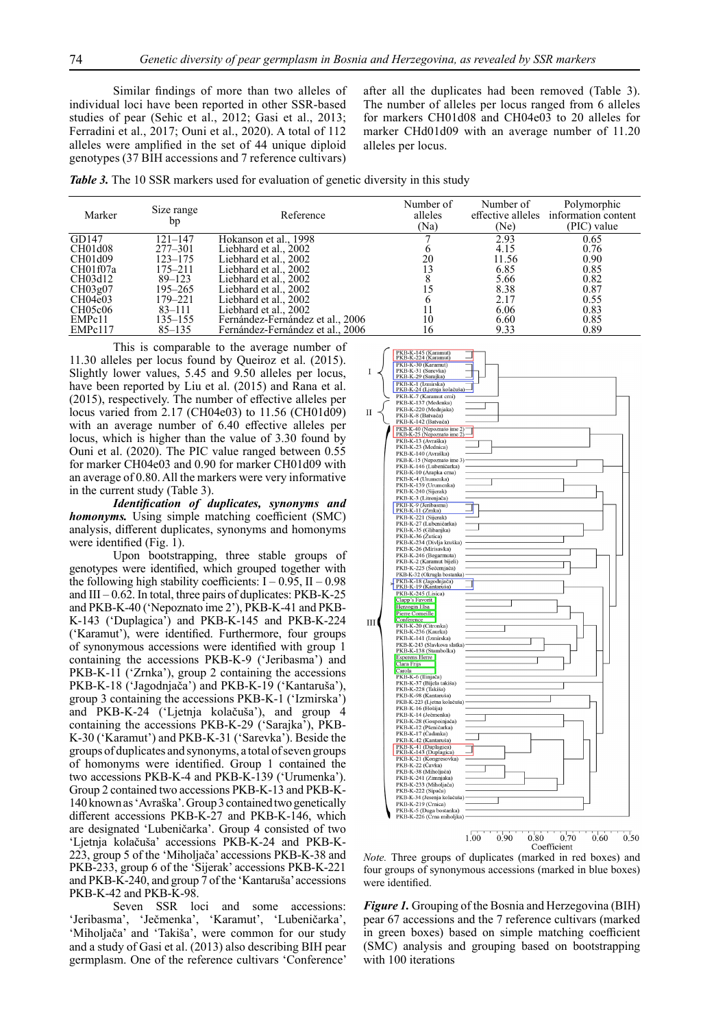Similar findings of more than two alleles of individual loci have been reported in other SSR-based studies of pear (Sehic et al., 2012; Gasi et al., 2013; Ferradini et al., 2017; Ouni et al., 2020). A total of 112 alleles were amplified in the set of 44 unique diploid genotypes (37 BIH accessions and 7 reference cultivars) after all the duplicates had been removed (Table 3). The number of alleles per locus ranged from 6 alleles for markers CH01d08 and CH04e03 to 20 alleles for marker CHd01d09 with an average number of 11.20 alleles per locus.

***Table 3.*** The 10 SSR markers used for evaluation of genetic diversity in this study

| Marker | Size range bp | Reference | Number of alleles (Na) | Number of effective alleles (Ne) | Polymorphic information content (PIC) value |
|---|---|---|---|---|---|
| GD147 | 121–147 | Hokanson et al., 1998 | 7 | 2.93 | 0.65 |
| CH01d08 | 277–301 | Liebhard et al., 2002 | 6 | 4.15 | 0.76 |
| CH01d09 | 123–175 | Liebhard et al., 2002 | 20 | 11.56 | 0.90 |
| CH01f07a | 175–211 | Liebhard et al., 2002 | 13 | 6.85 | 0.85 |
| CH03d12 | 89–123 | Liebhard et al., 2002 | 8 | 5.66 | 0.82 |
| CH03g07 | 195–265 | Liebhard et al., 2002 | 15 | 8.38 | 0.87 |
| CH04e03 | 179–221 | Liebhard et al., 2002 | 6 | 2.17 | 0.55 |
| CH05c06 | 83–111 | Liebhard et al., 2002 | 11 | 6.06 | 0.83 |
| EMPc11 | 135–155 | Fernández-Fernández et al., 2006 | 10 | 6.60 | 0.85 |
| EMPc117 | 85–135 | Fernández-Fernández et al., 2006 | 16 | 9.33 | 0.89 |

This is comparable to the average number of 11.30 alleles per locus found by Queiroz et al. (2015). Slightly lower values, 5.45 and 9.50 alleles per locus, have been reported by Liu et al. (2015) and Rana et al. (2015), respectively. The number of effective alleles per locus varied from 2.17 (CH04e03) to 11.56 (CH01d09) with an average number of 6.40 effective alleles per locus, which is higher than the value of 3.30 found by Ouni et al. (2020). The PIC value ranged between 0.55 for marker CH04e03 and 0.90 for marker CH01d09 with an average of 0.80. All the markers were very informative in the current study (Table 3).

***Identification of duplicates, synonyms and homonyms.*** Using simple matching coefficient (SMC) analysis, different duplicates, synonyms and homonyms were identified (Fig. 1).

Upon bootstrapping, three stable groups of genotypes were identified, which grouped together with the following high stability coefficients: I – 0.95, II – 0.98 and III – 0.62. In total, three pairs of duplicates: PKB-K-25 and PKB-K-40 ('Nepoznato ime 2'), PKB-K-41 and PKB-K-143 ('Duplagica') and PKB-K-145 and PKB-K-224 ('Karamut'), were identified. Furthermore, four groups of synonymous accessions were identified with group 1 containing the accessions PKB-K-9 ('Jeribasma') and PKB-K-11 ('Zrnka'), group 2 containing the accessions PKB-K-18 ('Jagodnjača') and PKB-K-19 ('Kantaruša'), group 3 containing the accessions PKB-K-1 ('Izmirska') and PKB-K-24 ('Ljetnja kolačuša'), and group 4 containing the accessions PKB-K-29 ('Sarajka'), PKB-K-30 ('Karamut') and PKB-K-31 ('Sarevka'). Beside the groups of duplicates and synonyms, a total of seven groups of homonyms were identified. Group 1 contained the two accessions PKB-K-4 and PKB-K-139 ('Urumenka'). Group 2 contained two accessions PKB-K-13 and PKB-K-140 known as 'Avraška'. Group 3 contained two genetically different accessions PKB-K-27 and PKB-K-146, which are designated 'Lubeničarka'. Group 4 consisted of two 'Ljetnja kolačuša' accessions PKB-K-24 and PKB-K-223, group 5 of the 'Miholjača' accessions PKB-K-38 and PKB-233, group 6 of the 'Sijerak' accessions PKB-K-221 and PKB-K-240, and group 7 of the 'Kantaruša' accessions PKB-K-42 and PKB-K-98.

Seven SSR loci and some accessions: 'Jeribasma', 'Ječmenka', 'Karamut', 'Lubeničarka', 'Miholjača' and 'Takiša', were common for our study and a study of Gasi et al. (2013) also describing BIH pear germplasm. One of the reference cultivars 'Conference'

*Note.* Three groups of duplicates (marked in red boxes) and four groups of synonymous accessions (marked in blue boxes) were identified.

***Figure 1.*** Grouping of the Bosnia and Herzegovina (BIH) pear 67 accessions and the 7 reference cultivars (marked in green boxes) based on simple matching coefficient (SMC) analysis and grouping based on bootstrapping with 100 iterations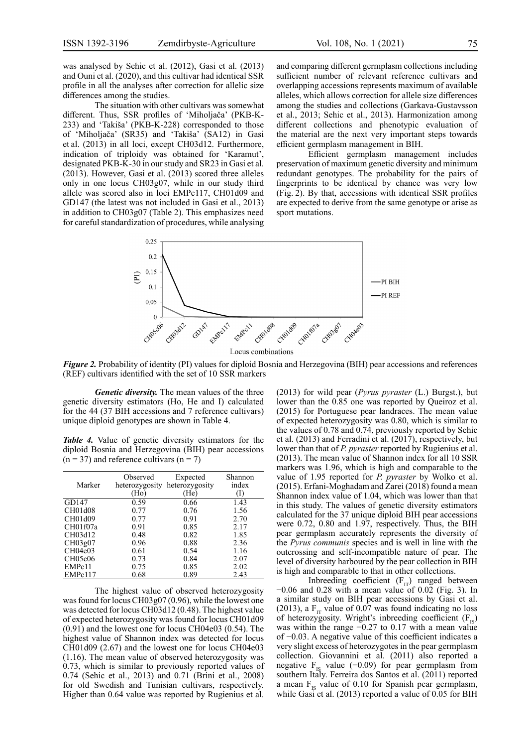was analysed by Sehic et al. (2012), Gasi et al. (2013) and Ouni et al. (2020), and this cultivar had identical SSR profile in all the analyses after correction for allelic size differences among the studies.

The situation with other cultivars was somewhat different. Thus, SSR profiles of 'Miholjača' (PKB-K-233) and 'Takiša' (PKB-K-228) corresponded to those of 'Miholjača' (SR35) and 'Takiša' (SA12) in Gasi et al. (2013) in all loci, except CH03d12. Furthermore, indication of triploidy was obtained for 'Karamut', designated PKB-K-30 in our study and SR23 in Gasi et al. (2013). However, Gasi et al. (2013) scored three alleles only in one locus CH03g07, while in our study third allele was scored also in loci EMPc117, CH01d09 and GD147 (the latest was not included in Gasi et al., 2013) in addition to CH03g07 (Table 2). This emphasizes need for careful standardization of procedures, while analysing and comparing different germplasm collections including sufficient number of relevant reference cultivars and overlapping accessions represents maximum of available alleles, which allows correction for allele size differences among the studies and collections (Garkava-Gustavsson et al., 2013; Sehic et al., 2013). Harmonization among different collections and phenotypic evaluation of the material are the next very important steps towards efficient germplasm management in BIH.

Efficient germplasm management includes preservation of maximum genetic diversity and minimum redundant genotypes. The probability for the pairs of fingerprints to be identical by chance was very low (Fig. 2). By that, accessions with identical SSR profiles are expected to derive from the same genotype or arise as sport mutations.

***Figure 2.*** Probability of identity (PI) values for diploid Bosnia and Herzegovina (BIH) pear accessions and references (REF) cultivars identified with the set of 10 SSR markers

***Genetic diversity.*** The mean values of the three genetic diversity estimators (Ho, He and I) calculated for the 44 (37 BIH accessions and 7 reference cultivars) unique diploid genotypes are shown in Table 4.

***Table 4.*** Value of genetic diversity estimators for the diploid Bosnia and Herzegovina (BIH) pear accessions (n = 37) and reference cultivars (n = 7)

| Marker | Observed heterozygosity (Ho) | Expected heterozygosity (He) | Shannon index (I) |
|---|---|---|---|
| GD147 | 0.59 | 0.66 | 1.43 |
| CH01d08 | 0.77 | 0.76 | 1.56 |
| CH01d09 | 0.77 | 0.91 | 2.70 |
| CH01f07a | 0.91 | 0.85 | 2.17 |
| CH03d12 | 0.48 | 0.82 | 1.85 |
| CH03g07 | 0.96 | 0.88 | 2.36 |
| CH04e03 | 0.61 | 0.54 | 1.16 |
| CH05c06 | 0.73 | 0.84 | 2.07 |
| EMPc11 | 0.75 | 0.85 | 2.02 |
| EMPc117 | 0.68 | 0.89 | 2.43 |

The highest value of observed heterozygosity was found for locus CH03g07 (0.96), while the lowest one was detected for locus CH03d12 (0.48). The highest value of expected heterozygosity was found for locus CH01d09 (0.91) and the lowest one for locus CH04e03 (0.54). The highest value of Shannon index was detected for locus CH01d09 (2.67) and the lowest one for locus CH04e03 (1.16). The mean value of observed heterozygosity was 0.73, which is similar to previously reported values of 0.74 (Sehic et al., 2013) and 0.71 (Brini et al., 2008) for old Swedish and Tunisian cultivars, respectively. Higher than 0.64 value was reported by Rugienius et al. (2013) for wild pear (*Pyrus pyraster* (L.) Burgst.), but lower than the 0.85 one was reported by Queiroz et al. (2015) for Portuguese pear landraces. The mean value of expected heterozygosity was 0.80, which is similar to the values of 0.78 and 0.74, previously reported by Sehic et al. (2013) and Ferradini et al. (2017), respectively, but lower than that of *P. pyraster* reported by Rugienius et al. (2013). The mean value of Shannon index for all 10 SSR markers was 1.96, which is high and comparable to the value of 1.95 reported for *P. pyraster* by Wolko et al. (2015). Erfani-Moghadam and Zarei (2018) found a mean Shannon index value of 1.04, which was lower than that in this study. The values of genetic diversity estimators calculated for the 37 unique diploid BIH pear accessions were 0.72, 0.80 and 1.97, respectively. Thus, the BIH pear germplasm accurately represents the diversity of the *Pyrus communis* species and is well in line with the outcrossing and self-incompatible nature of pear. The level of diversity harboured by the pear collection in BIH is high and comparable to that in other collections.

Inbreeding coefficient ($F_{IT}$) ranged between −0.06 and 0.28 with a mean value of 0.02 (Fig. 3). In a similar study on BIH pear accessions by Gasi et al. (2013), a $F_{IT}$ value of 0.07 was found indicating no loss of heterozygosity. Wright's inbreeding coefficient ($F_{IS}$) was within the range −0.27 to 0.17 with a mean value of −0.03. A negative value of this coefficient indicates a very slight excess of heterozygotes in the pear germplasm collection. Giovannini et al. (2011) also reported a negative $F_{IS}$ value (−0.09) for pear germplasm from southern Italy. Ferreira dos Santos et al. (2011) reported a mean $F_{IS}$ value of 0.10 for Spanish pear germplasm, while Gasi et al. (2013) reported a value of 0.05 for BIH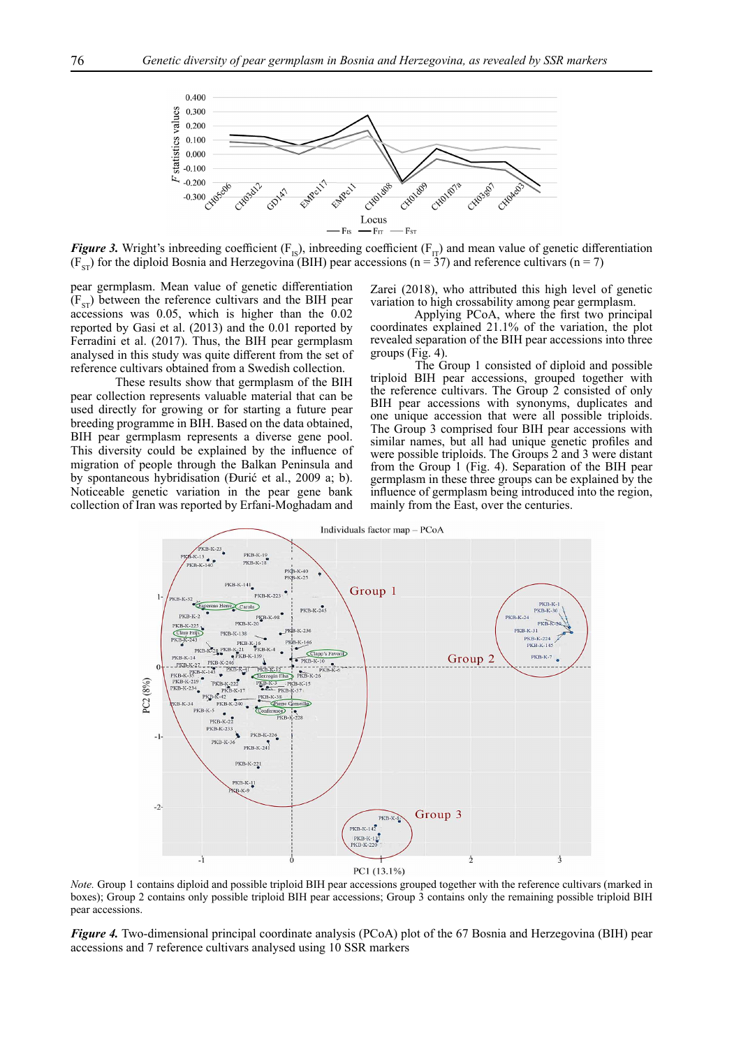***Figure 3.*** Wright's inbreeding coefficient ($F_{IS}$), inbreeding coefficient ($F_{IT}$) and mean value of genetic differentiation ($F_{ST}$) for the diploid Bosnia and Herzegovina (BIH) pear accessions (n = 37) and reference cultivars (n = 7)

pear germplasm. Mean value of genetic differentiation ($F_{ST}$) between the reference cultivars and the BIH pear accessions was 0.05, which is higher than the 0.02 reported by Gasi et al. (2013) and the 0.01 reported by Ferradini et al. (2017). Thus, the BIH pear germplasm analysed in this study was quite different from the set of reference cultivars obtained from a Swedish collection.

These results show that germplasm of the BIH pear collection represents valuable material that can be used directly for growing or for starting a future pear breeding programme in BIH. Based on the data obtained, BIH pear germplasm represents a diverse gene pool. This diversity could be explained by the influence of migration of people through the Balkan Peninsula and by spontaneous hybridisation (Đurić et al., 2009 a; b). Noticeable genetic variation in the pear gene bank collection of Iran was reported by Erfani-Moghadam and Zarei (2018), who attributed this high level of genetic variation to high crossability among pear germplasm.

Applying PCoA, where the first two principal coordinates explained 21.1% of the variation, the plot revealed separation of the BIH pear accessions into three groups (Fig. 4).

The Group 1 consisted of diploid and possible triploid BIH pear accessions, grouped together with the reference cultivars. The Group 2 consisted of only BIH pear accessions with synonyms, duplicates and one unique accession that were all possible triploids. The Group 3 comprised four BIH pear accessions with similar names, but all had unique genetic profiles and were possible triploids. The Groups 2 and 3 were distant from the Group 1 (Fig. 4). Separation of the BIH pear germplasm in these three groups can be explained by the influence of germplasm being introduced into the region, mainly from the East, over the centuries.

*Note.* Group 1 contains diploid and possible triploid BIH pear accessions grouped together with the reference cultivars (marked in boxes); Group 2 contains only possible triploid BIH pear accessions; Group 3 contains only the remaining possible triploid BIH pear accessions.

***Figure 4.*** Two-dimensional principal coordinate analysis (PCoA) plot of the 67 Bosnia and Herzegovina (BIH) pear accessions and 7 reference cultivars analysed using 10 SSR markers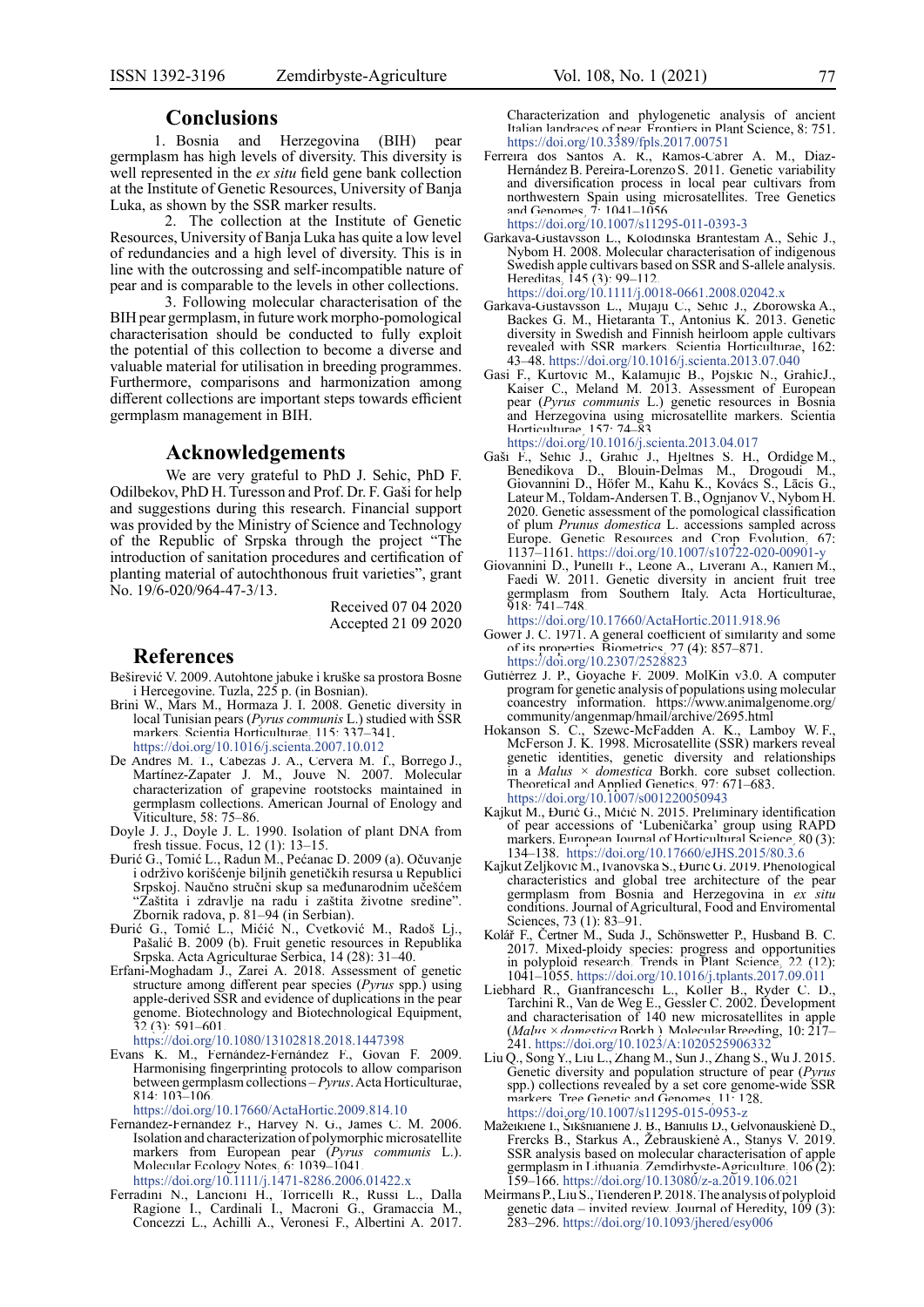## Conclusions

1. Bosnia and Herzegovina (BIH) pear germplasm has high levels of diversity. This diversity is well represented in the *ex situ* field gene bank collection at the Institute of Genetic Resources, University of Banja Luka, as shown by the SSR marker results.

2. The collection at the Institute of Genetic Resources, University of Banja Luka has quite a low level of redundancies and a high level of diversity. This is in line with the outcrossing and self-incompatible nature of pear and is comparable to the levels in other collections.

3. Following molecular characterisation of the BIH pear germplasm, in future work morpho-pomological characterisation should be conducted to fully exploit the potential of this collection to become a diverse and valuable material for utilisation in breeding programmes. Furthermore, comparisons and harmonization among different collections are important steps towards efficient germplasm management in BIH.

## Acknowledgements

We are very grateful to PhD J. Sehic, PhD F. Odilbekov, PhD H. Turesson and Prof. Dr. F. Gaši for help and suggestions during this research. Financial support was provided by the Ministry of Science and Technology of the Republic of Srpska through the project "The introduction of sanitation procedures and certification of planting material of autochthonous fruit varieties", grant No. 19/6-020/964-47-3/13.

Received 07 04 2020
Accepted 21 09 2020

## References

Beširević V. 2009. Autohtone jabuke i kruške sa prostora Bosne i Hercegovine. Tuzla, 225 p. (in Bosnian).

Brini W., Mars M., Hormaza J. I. 2008. Genetic diversity in local Tunisian pears (*Pyrus communis* L.) studied with SSR markers. Scientia Horticulturae, 115: 337–341. https://doi.org/10.1016/j.scienta.2007.10.012

De Andres M. T., Cabezas J. A., Cervera M. T., Borrego J., Martínez-Zapater J. M., Jouve N. 2007. Molecular characterization of grapevine rootstocks maintained in germplasm collections. American Journal of Enology and Viticulture, 58: 75–86.

Doyle J. J., Doyle J. L. 1990. Isolation of plant DNA from fresh tissue. Focus, 12 (1): 13–15.

Đurić G., Tomić L., Radun M., Pećanac D. 2009 (a). Očuvanje i održivo korišćenje biljnih genetičkih resursa u Republici Srpskoj. Naučno stručni skup sa međunarodnim učešćem "Zaštita i zdravlje na radu i zaštita životne sredine". Zbornik radova, p. 81–94 (in Serbian).

Đurić G., Tomić L., Mićić N., Cvetković M., Radoš Lj., Pašalić B. 2009 (b). Fruit genetic resources in Republika Srpska. Acta Agriculturae Serbica, 14 (28): 31–40.

Erfani-Moghadam J., Zarei A. 2018. Assessment of genetic structure among different pear species (*Pyrus* spp.) using apple-derived SSR and evidence of duplications in the pear genome. Biotechnology and Biotechnological Equipment, 32 (3): 591–601. https://doi.org/10.1080/13102818.2018.1447398

Evans K. M., Fernández-Fernández F., Govan F. 2009. Harmonising fingerprinting protocols to allow comparison between germplasm collections – *Pyrus*. Acta Horticulturae, 814: 103–106. https://doi.org/10.17660/ActaHortic.2009.814.10

Fernandez-Fernandez F., Harvey N. G., James C. M. 2006. Isolation and characterization of polymorphic microsatellite markers from European pear (*Pyrus communis* L.). Molecular Ecology Notes, 6: 1039–1041. https://doi.org/10.1111/j.1471-8286.2006.01422.x

Ferradini N., Lancioni H., Torricelli R., Russi L., Dalla Ragione I., Cardinali I., Macroni G., Gramaccia M., Concezzi L., Achilli A., Veronesi F., Albertini A. 2017. Characterization and phylogenetic analysis of ancient Italian landraces of pear. Frontiers in Plant Science, 8: 751. https://doi.org/10.3389/fpls.2017.00751

Ferreira dos Santos A. R., Ramos-Cabrer A. M., Díaz-Hernández B. Pereira-Lorenzo S. 2011. Genetic variability and diversification process in local pear cultivars from northwestern Spain using microsatellites. Tree Genetics and Genomes, 7: 1041–1056. https://doi.org/10.1007/s11295-011-0393-3

Garkava-Gustavsson L., Kolodinska Brantestam A., Sehic J., Nybom H. 2008. Molecular characterisation of indigenous Swedish apple cultivars based on SSR and S-allele analysis. Hereditas, 145 (3): 99–112. https://doi.org/10.1111/j.0018-0661.2008.02042.x

Garkava-Gustavsson L., Mujaju C., Sehic J., Zborowska A., Backes G. M., Hietaranta T., Antonius K. 2013. Genetic diversity in Swedish and Finnish heirloom apple cultivars revealed with SSR markers. Scientia Horticulturae, 162: 43–48. https://doi.org/10.1016/j.scienta.2013.07.040

Gasi F., Kurtovic M., Kalamujic B., Pojskic N., GrahicJ., Kaiser C., Meland M. 2013. Assessment of European pear (*Pyrus communis* L.) genetic resources in Bosnia and Herzegovina using microsatellite markers. Scientia Horticulturae, 157: 74–83. https://doi.org/10.1016/j.scienta.2013.04.017

Gaši F., Sehic J., Grahic J., Hjeltnes S. H., Ordidge M., Benedikova D., Blouin-Delmas M., Drogoudi M., Giovannini D., Höfer M., Kahu K., Kovács S., Lācis G., Lateur M., Toldam-Andersen T. B., Ognjanov V., Nybom H. 2020. Genetic assessment of the pomological classification of plum *Prunus domestica* L. accessions sampled across Europe. Genetic Resources and Crop Evolution, 67: 1137–1161. https://doi.org/10.1007/s10722-020-00901-y

Giovannini D., Punelli F., Leone A., Liverani A., Ranieri M., Faedi W. 2011. Genetic diversity in ancient fruit tree germplasm from Southern Italy. Acta Horticulturae, 918: 741–748. https://doi.org/10.17660/ActaHortic.2011.918.96

Gower J. C. 1971. A general coefficient of similarity and some of its properties. Biometrics, 27 (4): 857–871. https://doi.org/10.2307/2528823

Gutiérrez J. P., Goyache F. 2009. MolKin v3.0. A computer program for genetic analysis of populations using molecular coancestry information. https://www.animalgenome.org/community/angenmap/hmail/archive/2695.html

Hokanson S. C., Szewc-McFadden A. K., Lamboy W. F., McFerson J. K. 1998. Microsatellite (SSR) markers reveal genetic identities, genetic diversity and relationships in a *Malus* × *domestica* Borkh. core subset collection. Theoretical and Applied Genetics, 97: 671–683. https://doi.org/10.1007/s001220050943

Kajkut M., Đurić G., Mićić N. 2015. Preliminary identification of pear accessions of 'Lubeničarka' group using RAPD markers. European Journal of Horticultural Science, 80 (3): 134–138. https://doi.org/10.17660/eJHS.2015/80.3.6

Kajkut Zeljković M., Ivanovska S., Đurić G. 2019. Phenological characteristics and global tree architecture of the pear germplasm from Bosnia and Herzegovina in *ex situ* conditions. Journal of Agricultural, Food and Enviromental Sciences, 73 (1): 83–91.

Kolář F., Čertner M., Suda J., Schönswetter P., Husband B. C. 2017. Mixed-ploidy species: progress and opportunities in polyploid research. Trends in Plant Science, 22 (12): 1041–1055. https://doi.org/10.1016/j.tplants.2017.09.011

Liebhard R., Gianfranceschi L., Koller B., Ryder C. D., Tarchini R., Van de Weg E., Gessler C. 2002. Development and characterisation of 140 new microsatellites in apple (*Malus* × *domestica* Borkh.). Molecular Breeding, 10: 217–241. https://doi.org/10.1023/A:1020525906332

Liu Q., Song Y., Liu L., Zhang M., Sun J., Zhang S., Wu J. 2015. Genetic diversity and population structure of pear (*Pyrus* spp.) collections revealed by a set core genome-wide SSR markers. Tree Genetic and Genomes, 11: 128. https://doi.org/10.1007/s11295-015-0953-z

Mažeikienė I., Šikšnianienė J. B., Bendokas D., Gelvonauskienė D., Frercks B., Starkus A., Žebrauskienė A., Stanys V. 2019. SSR analysis based on molecular characterisation of apple germplasm in Lithuania. Zemdirbyste-Agriculture, 106 (2): 159–166. https://doi.org/10.13080/z-a.2019.106.021

Meirmans P., Liu S., Tienderen P. 2018. The analysis of polyploid genetic data – invited review. Journal of Heredity, 109 (3): 283–296. https://doi.org/10.1093/jhered/esy006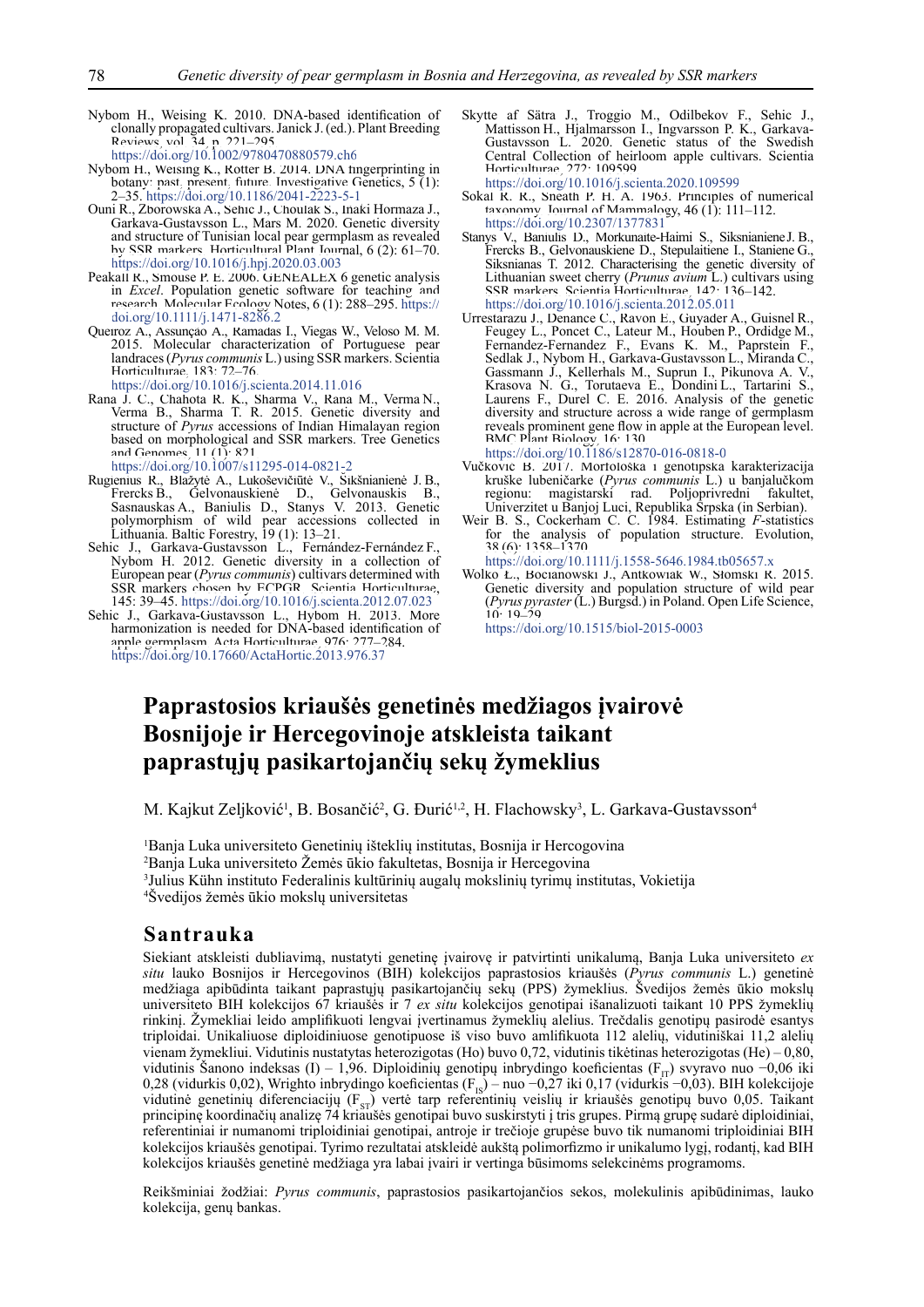Nybom H., Weising K. 2010. DNA-based identification of clonally propagated cultivars. Janick J. (ed.). Plant Breeding Reviews, vol. 34, p. 221–295. https://doi.org/10.1002/9780470880579.ch6

Nybom H., Weising K., Rotter B. 2014. DNA fingerprinting in botany: past, present, future. Investigative Genetics, 5 (1): 2–35. https://doi.org/10.1186/2041-2223-5-1

Ouni R., Zborowska A., Sehic J., Choulak S., Iñaki Hormaza J., Garkava-Gustavsson L., Mars M. 2020. Genetic diversity and structure of Tunisian local pear germplasm as revealed by SSR markers. Horticultural Plant Journal, 6 (2): 61–70. https://doi.org/10.1016/j.hpj.2020.03.003

Peakall R., Smouse P. E. 2006. GENEALEX 6 genetic analysis in *Excel*. Population genetic software for teaching and research. Molecular Ecology Notes, 6 (1): 288–295. https://doi.org/10.1111/j.1471-8286.2

Queiroz A., Assunção A., Ramadas I., Viegas W., Veloso M. M. 2015. Molecular characterization of Portuguese pear landraces (*Pyrus communis* L.) using SSR markers. Scientia Horticulturae, 183: 72–76. https://doi.org/10.1016/j.scienta.2014.11.016

Rana J. C., Chahota R. K., Sharma V., Rana M., Verma N., Verma B., Sharma T. R. 2015. Genetic diversity and structure of *Pyrus* accessions of Indian Himalayan region based on morphological and SSR markers. Tree Genetics and Genomes, 11 (1): 821. https://doi.org/10.1007/s11295-014-0821-2

Rugienius R., Blažytė A., Lukoševičiūtė V., Šikšnianienė J. B., Frercks B., Gelvonauskienė D., Gelvonauskis B., Sasnauskas A., Baniulis D., Stanys V. 2013. Genetic polymorphism of wild pear accessions collected in Lithuania. Baltic Forestry, 19 (1): 13–21.

Sehic J., Garkava-Gustavsson L., Fernández-Fernández F., Nybom H. 2012. Genetic diversity in a collection of European pear (*Pyrus communis*) cultivars determined with SSR markers chosen by ECPGR. Scientia Horticulturae, 145: 39–45. https://doi.org/10.1016/j.scienta.2012.07.023

Sehic J., Garkava-Gustavsson L., Hybom H. 2013. More harmonization is needed for DNA-based identification of apple germplasm. Acta Horticulturae, 976: 277–284. https://doi.org/10.17660/ActaHortic.2013.976.37

Skytte af Sätra J., Troggio M., Odilbekov F., Sehic J., Mattisson H., Hjalmarsson I., Ingvarsson P. K., Garkava-Gustavsson L. 2020. Genetic status of the Swedish Central Collection of heirloom apple cultivars. Scientia Horticulturae, 272: 109599. https://doi.org/10.1016/j.scienta.2020.109599

Sokal R. R., Sneath P. H. A. 1963. Principles of numerical taxonomy. Journal of Mammalogy, 46 (1): 111–112. https://doi.org/10.2307/1377831

Stanys V., Baniulis D., Morkunaite-Haimi S., Siksnianiene J. B., Frercks B., Gelvonauskiene D., Stepulaitiene I., Staniene G., Siksnianas T. 2012. Characterising the genetic diversity of Lithuanian sweet cherry (*Prunus avium* L.) cultivars using SSR markers. Scientia Horticulturae, 142: 136–142. https://doi.org/10.1016/j.scienta.2012.05.011

Urrestarazu J., Denance C., Ravon E., Guyader A., Guisnel R., Feugey L., Poncet C., Lateur M., Houben P., Ordidge M., Fernandez-Fernandez F., Evans K. M., Paprstein F., Sedlak J., Nybom H., Garkava-Gustavsson L., Miranda C., Gassmann J., Kellerhals M., Suprun I., Pikunova A. V., Krasova N. G., Torutaeva E., Dondini L., Tartarini S., Laurens F., Durel C. E. 2016. Analysis of the genetic diversity and structure across a wide range of germplasm reveals prominent gene flow in apple at the European level. BMC Plant Biology, 16: 130. https://doi.org/10.1186/s12870-016-0818-0

Vučković B. 2017. Morfološka i genotipska karakterizacija kruške lubeničarke (*Pyrus communis* L.) u banjalučkom regionu: magistarski rad. Poljoprivredni fakultet, Univerzitet u Banjoj Luci, Republika Srpska (in Serbian).

Weir B. S., Cockerham C. C. 1984. Estimating *F*-statistics for the analysis of population structure. Evolution, 38 (6): 1358–1370. https://doi.org/10.1111/j.1558-5646.1984.tb05657.x

Wolko Ł., Bocianowski J., Antkowiak W., Słomski R. 2015. Genetic diversity and population structure of wild pear (*Pyrus pyraster* (L.) Burgsd.) in Poland. Open Life Science, 10: 19–29. https://doi.org/10.1515/biol-2015-0003

# Paprastosios kriaušės genetinės medžiagos įvairovė Bosnijoje ir Hercegovinoje atskleista taikant paprastųjų pasikartojančių sekų žymeklius

M. Kajkut Zeljković[1], B. Bosančić[2], G. Đurić[1,2], H. Flachowsky[3], L. Garkava-Gustavsson[4]

[1]Banja Luka universiteto Genetinių išteklių institutas, Bosnija ir Hercegovina

[2]Banja Luka universiteto Žemės ūkio fakultetas, Bosnija ir Hercegovina

[3]Julius Kühn instituto Federalinis kultūrinių augalų mokslinių tyrimų institutas, Vokietija

[4]Švedijos žemės ūkio mokslų universitetas

## Santrauka

Siekiant atskleisti dubliavimą, nustatyti genetinę įvairovę ir patvirtinti unikalumą, Banja Luka universiteto *ex situ* lauko Bosnijos ir Hercegovinos (BIH) kolekcijos paprastosios kriaušės (*Pyrus communis* L.) genetinė medžiaga apibūdinta taikant paprastųjų pasikartojančių sekų (PPS) žymeklius. Švedijos žemės ūkio mokslų universiteto BIH kolekcijos 67 kriaušės ir 7 *ex situ* kolekcijos genotipai išanalizuoti taikant 10 PPS žymeklių rinkinį. Žymekliai leido amplifikuoti lengvai įvertinamus žymeklių alelius. Trečdalis genotipų pasirodė esantys triploidai. Unikaliuose diploidiniuose genotipuose iš viso buvo amlifikuota 112 alelių, vidutiniškai 11,2 alelių vienam žymekliui. Vidutinis nustatytas heterozigotas (Ho) buvo 0,72, vidutinis tikėtinas heterozigotas (He) – 0,80, vidutinis Šanono indeksas (I) – 1,96. Diploidinių genotipų inbrydingo koeficientas ($F_{IT}$) svyravo nuo −0,06 iki 0,28 (vidurkis 0,02), Wrighto inbrydingo koeficientas ($F_{IS}$) – nuo −0,27 iki 0,17 (vidurkis −0,03). BIH kolekcijoje vidutinė genetinių diferenciacijų ($F_{ST}$) vertė tarp referentinių veislių ir kriaušės genotipų buvo 0,05. Taikant principinę koordinačių analizę 74 kriaušės genotipai buvo suskirstyti į tris grupes. Pirmą grupę sudarė diploidiniai, referentiniai ir numanomi triploidiniai genotipai, antroje ir trečioje grupėse buvo tik numanomi triploidiniai BIH kolekcijos kriaušės genotipai. Tyrimo rezultatai atskleidė aukštą polimorfizmo ir unikalumo lygį, rodantį, kad BIH kolekcijos kriaušės genetinė medžiaga yra labai įvairi ir vertinga būsimoms selekcinėms programoms.

Reikšminiai žodžiai: *Pyrus communis*, paprastosios pasikartojančios sekos, molekulinis apibūdinimas, lauko kolekcija, genų bankas.